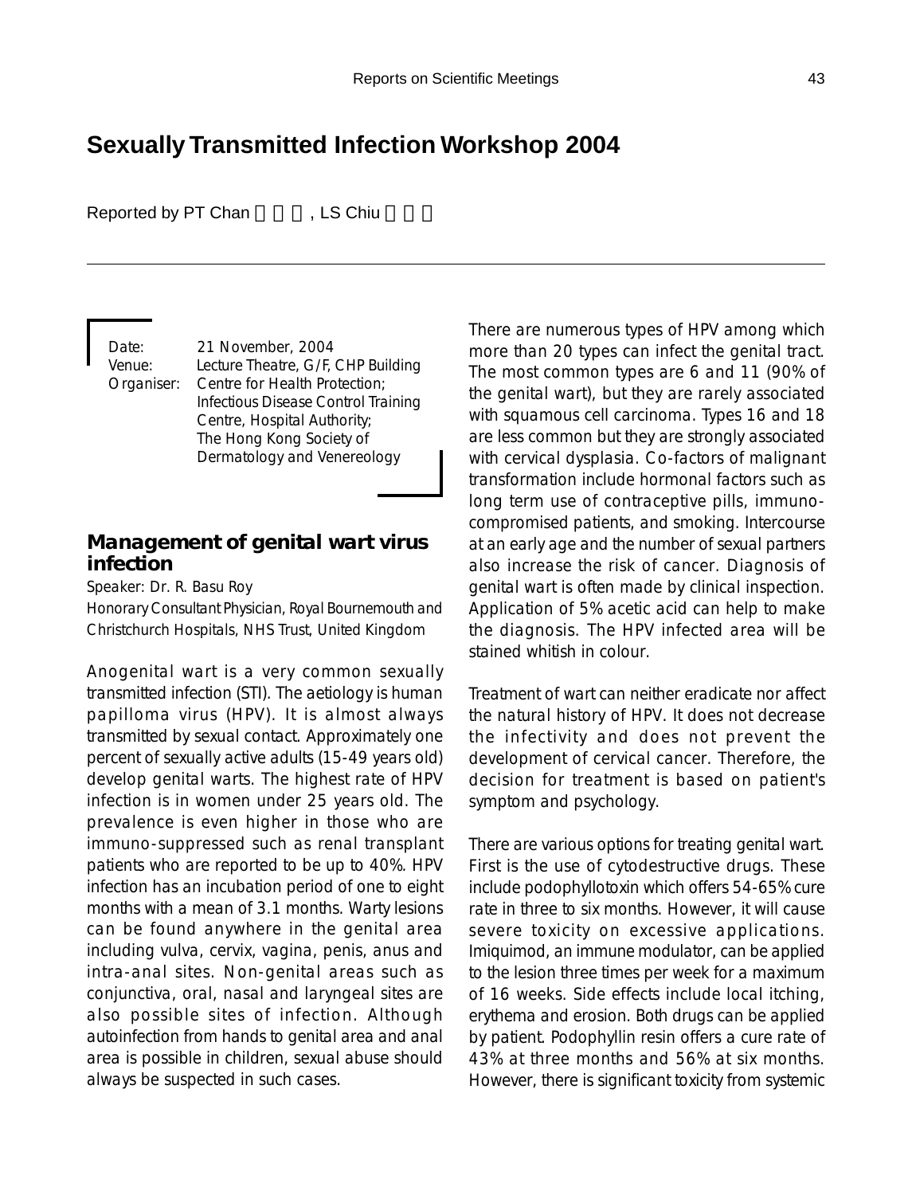# Sexually Transmitted Infection Workshop 2004

Reported by PT Chan, LS Chiu

Date: 21 November, 2004
Venue: Lecture Theatre, G/F, CHP Building
Organiser: Centre for Health Protection; Infectious Disease Control Training Centre, Hospital Authority; The Hong Kong Society of Dermatology and Venereology

## Management of genital wart virus infection

Speaker: Dr. R. Basu Roy
Honorary Consultant Physician, Royal Bournemouth and Christchurch Hospitals, NHS Trust, United Kingdom

Anogenital wart is a very common sexually transmitted infection (STI). The aetiology is human papilloma virus (HPV). It is almost always transmitted by sexual contact. Approximately one percent of sexually active adults (15-49 years old) develop genital warts. The highest rate of HPV infection is in women under 25 years old. The prevalence is even higher in those who are immuno-suppressed such as renal transplant patients who are reported to be up to 40%. HPV infection has an incubation period of one to eight months with a mean of 3.1 months. Warty lesions can be found anywhere in the genital area including vulva, cervix, vagina, penis, anus and intra-anal sites. Non-genital areas such as conjunctiva, oral, nasal and laryngeal sites are also possible sites of infection. Although autoinfection from hands to genital area and anal area is possible in children, sexual abuse should always be suspected in such cases.

There are numerous types of HPV among which more than 20 types can infect the genital tract. The most common types are 6 and 11 (90% of the genital wart), but they are rarely associated with squamous cell carcinoma. Types 16 and 18 are less common but they are strongly associated with cervical dysplasia. Co-factors of malignant transformation include hormonal factors such as long term use of contraceptive pills, immuno-compromised patients, and smoking. Intercourse at an early age and the number of sexual partners also increase the risk of cancer. Diagnosis of genital wart is often made by clinical inspection. Application of 5% acetic acid can help to make the diagnosis. The HPV infected area will be stained whitish in colour.

Treatment of wart can neither eradicate nor affect the natural history of HPV. It does not decrease the infectivity and does not prevent the development of cervical cancer. Therefore, the decision for treatment is based on patient's symptom and psychology.

There are various options for treating genital wart. First is the use of cytodestructive drugs. These include podophyllotoxin which offers 54-65% cure rate in three to six months. However, it will cause severe toxicity on excessive applications. Imiquimod, an immune modulator, can be applied to the lesion three times per week for a maximum of 16 weeks. Side effects include local itching, erythema and erosion. Both drugs can be applied by patient. Podophyllin resin offers a cure rate of 43% at three months and 56% at six months. However, there is significant toxicity from systemic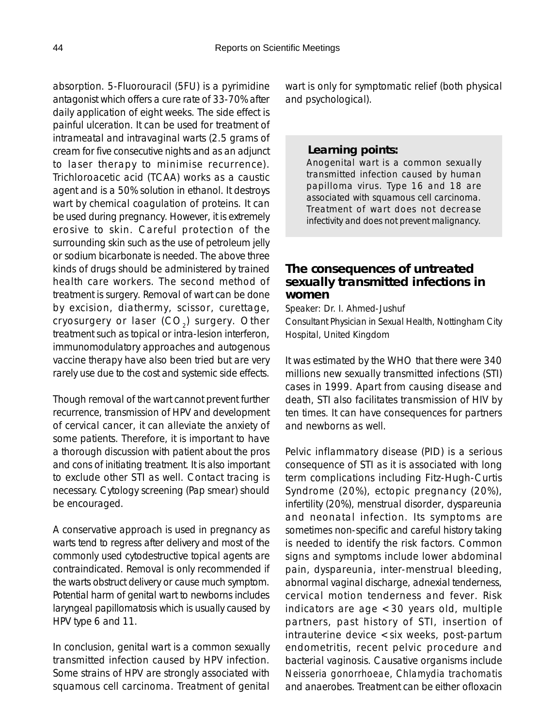absorption. 5-Fluorouracil (5FU) is a pyrimidine antagonist which offers a cure rate of 33-70% after daily application of eight weeks. The side effect is painful ulceration. It can be used for treatment of intrameatal and intravaginal warts (2.5 grams of cream for five consecutive nights and as an adjunct to laser therapy to minimise recurrence). Trichloroacetic acid (TCAA) works as a caustic agent and is a 50% solution in ethanol. It destroys wart by chemical coagulation of proteins. It can be used during pregnancy. However, it is extremely erosive to skin. Careful protection of the surrounding skin such as the use of petroleum jelly or sodium bicarbonate is needed. The above three kinds of drugs should be administered by trained health care workers. The second method of treatment is surgery. Removal of wart can be done by excision, diathermy, scissor, curettage, cryosurgery or laser ($CO_2$) surgery. Other treatment such as topical or intra-lesion interferon, immunomodulatory approaches and autogenous vaccine therapy have also been tried but are very rarely use due to the cost and systemic side effects.

Though removal of the wart cannot prevent further recurrence, transmission of HPV and development of cervical cancer, it can alleviate the anxiety of some patients. Therefore, it is important to have a thorough discussion with patient about the pros and cons of initiating treatment. It is also important to exclude other STI as well. Contact tracing is necessary. Cytology screening (Pap smear) should be encouraged.

A conservative approach is used in pregnancy as warts tend to regress after delivery and most of the commonly used cytodestructive topical agents are contraindicated. Removal is only recommended if the warts obstruct delivery or cause much symptom. Potential harm of genital wart to newborns includes laryngeal papillomatosis which is usually caused by HPV type 6 and 11.

In conclusion, genital wart is a common sexually transmitted infection caused by HPV infection. Some strains of HPV are strongly associated with squamous cell carcinoma. Treatment of genital wart is only for symptomatic relief (both physical and psychological).

> **Learning points:**
> Anogenital wart is a common sexually transmitted infection caused by human papilloma virus. Type 16 and 18 are associated with squamous cell carcinoma. Treatment of wart does not decrease infectivity and does not prevent malignancy.

## The consequences of untreated sexually transmitted infections in women

Speaker: Dr. I. Ahmed-Jushuf
Consultant Physician in Sexual Health, Nottingham City Hospital, United Kingdom

It was estimated by the WHO that there were 340 millions new sexually transmitted infections (STI) cases in 1999. Apart from causing disease and death, STI also facilitates transmission of HIV by ten times. It can have consequences for partners and newborns as well.

Pelvic inflammatory disease (PID) is a serious consequence of STI as it is associated with long term complications including Fitz-Hugh-Curtis Syndrome (20%), ectopic pregnancy (20%), infertility (20%), menstrual disorder, dyspareunia and neonatal infection. Its symptoms are sometimes non-specific and careful history taking is needed to identify the risk factors. Common signs and symptoms include lower abdominal pain, dyspareunia, inter-menstrual bleeding, abnormal vaginal discharge, adnexial tenderness, cervical motion tenderness and fever. Risk indicators are age <30 years old, multiple partners, past history of STI, insertion of intrauterine device <six weeks, post-partum endometritis, recent pelvic procedure and bacterial vaginosis. Causative organisms include *Neisseria gonorrhoeae*, *Chlamydia trachomatis* and anaerobes. Treatment can be either ofloxacin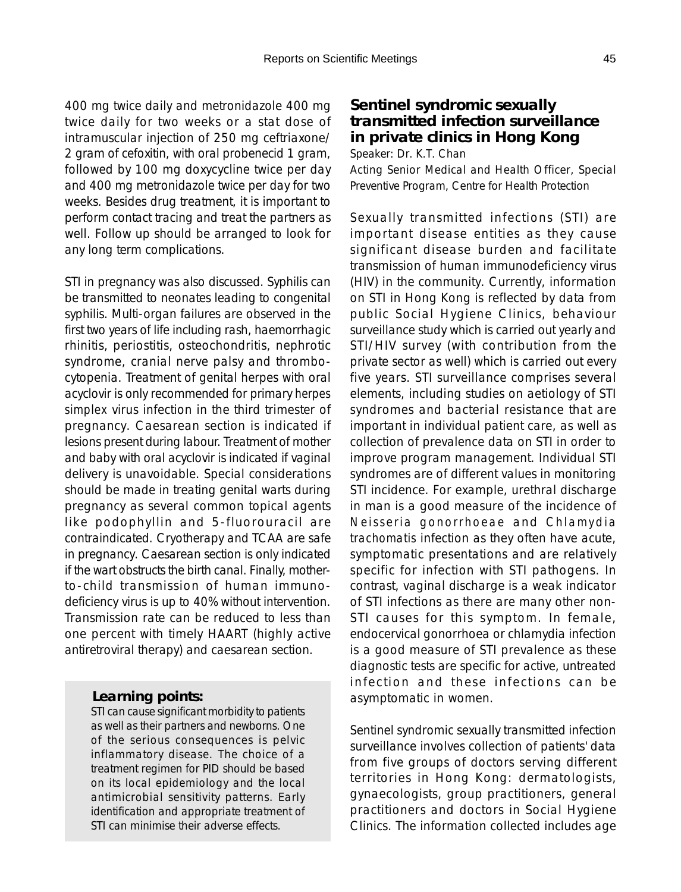400 mg twice daily and metronidazole 400 mg twice daily for two weeks or a stat dose of intramuscular injection of 250 mg ceftriaxone/ 2 gram of cefoxitin, with oral probenecid 1 gram, followed by 100 mg doxycycline twice per day and 400 mg metronidazole twice per day for two weeks. Besides drug treatment, it is important to perform contact tracing and treat the partners as well. Follow up should be arranged to look for any long term complications.

STI in pregnancy was also discussed. Syphilis can be transmitted to neonates leading to congenital syphilis. Multi-organ failures are observed in the first two years of life including rash, haemorrhagic rhinitis, periostitis, osteochondritis, nephrotic syndrome, cranial nerve palsy and thrombocytopenia. Treatment of genital herpes with oral acyclovir is only recommended for primary *herpes simplex* virus infection in the third trimester of pregnancy. Caesarean section is indicated if lesions present during labour. Treatment of mother and baby with oral acyclovir is indicated if vaginal delivery is unavoidable. Special considerations should be made in treating genital warts during pregnancy as several common topical agents like podophyllin and 5-fluorouracil are contraindicated. Cryotherapy and TCAA are safe in pregnancy. Caesarean section is only indicated if the wart obstructs the birth canal. Finally, mother-to-child transmission of human immunodeficiency virus is up to 40% without intervention. Transmission rate can be reduced to less than one percent with timely HAART (highly active antiretroviral therapy) and caesarean section.

**Learning points:**

STI can cause significant morbidity to patients as well as their partners and newborns. One of the serious consequences is pelvic inflammatory disease. The choice of a treatment regimen for PID should be based on its local epidemiology and the local antimicrobial sensitivity patterns. Early identification and appropriate treatment of STI can minimise their adverse effects.

## Sentinel syndromic sexually transmitted infection surveillance in private clinics in Hong Kong

Speaker: Dr. K.T. Chan

Acting Senior Medical and Health Officer, Special Preventive Program, Centre for Health Protection

Sexually transmitted infections (STI) are important disease entities as they cause significant disease burden and facilitate transmission of human immunodeficiency virus (HIV) in the community. Currently, information on STI in Hong Kong is reflected by data from public Social Hygiene Clinics, behaviour surveillance study which is carried out yearly and STI/HIV survey (with contribution from the private sector as well) which is carried out every five years. STI surveillance comprises several elements, including studies on aetiology of STI syndromes and bacterial resistance that are important in individual patient care, as well as collection of prevalence data on STI in order to improve program management. Individual STI syndromes are of different values in monitoring STI incidence. For example, urethral discharge in man is a good measure of the incidence of *Neisseria gonorrhoeae* and *Chlamydia trachomatis* infection as they often have acute, symptomatic presentations and are relatively specific for infection with STI pathogens. In contrast, vaginal discharge is a weak indicator of STI infections as there are many other non-STI causes for this symptom. In female, endocervical gonorrhoea or chlamydia infection is a good measure of STI prevalence as these diagnostic tests are specific for active, untreated infection and these infections can be asymptomatic in women.

Sentinel syndromic sexually transmitted infection surveillance involves collection of patients' data from five groups of doctors serving different territories in Hong Kong: dermatologists, gynaecologists, group practitioners, general practitioners and doctors in Social Hygiene Clinics. The information collected includes age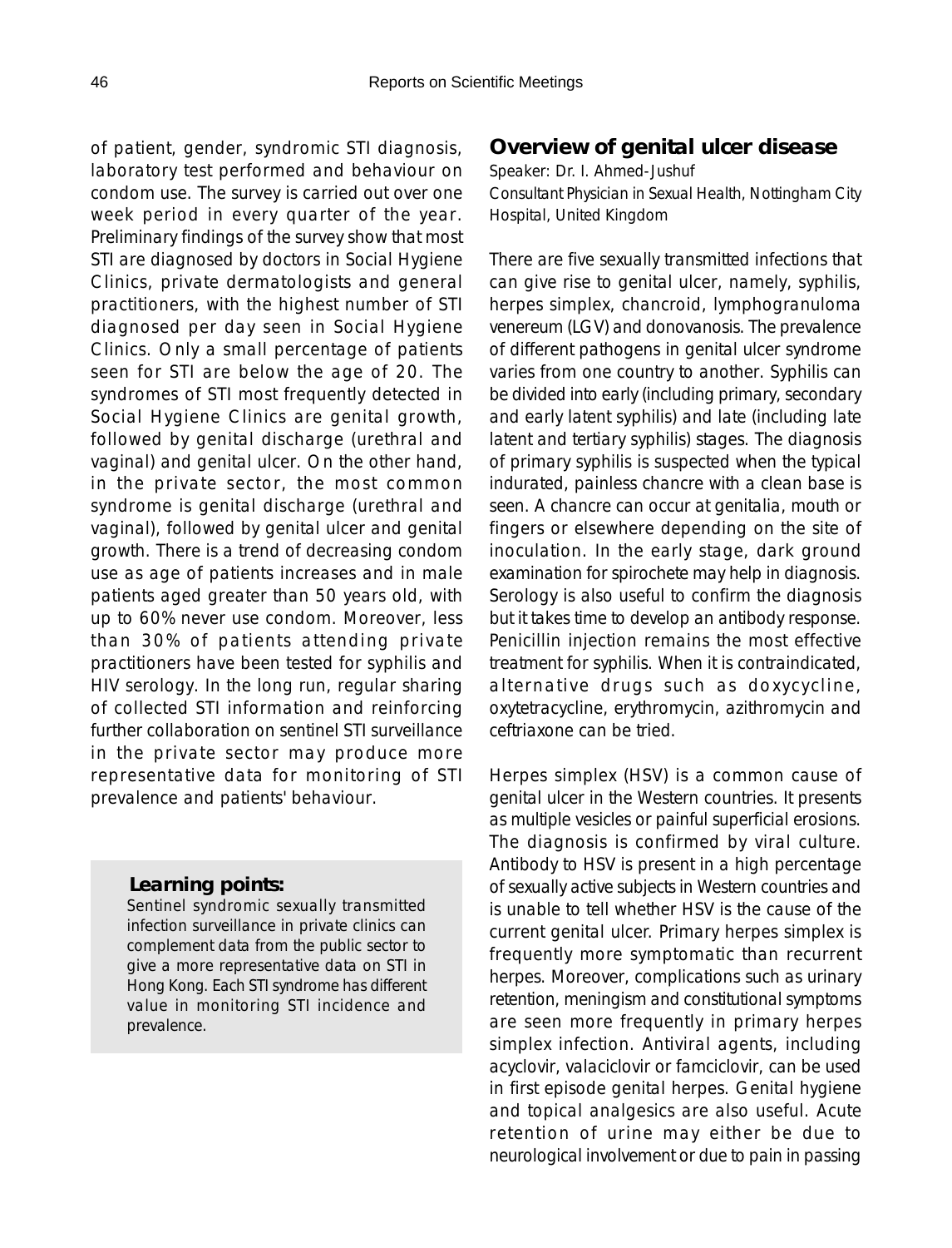of patient, gender, syndromic STI diagnosis, laboratory test performed and behaviour on condom use. The survey is carried out over one week period in every quarter of the year. Preliminary findings of the survey show that most STI are diagnosed by doctors in Social Hygiene Clinics, private dermatologists and general practitioners, with the highest number of STI diagnosed per day seen in Social Hygiene Clinics. Only a small percentage of patients seen for STI are below the age of 20. The syndromes of STI most frequently detected in Social Hygiene Clinics are genital growth, followed by genital discharge (urethral and vaginal) and genital ulcer. On the other hand, in the private sector, the most common syndrome is genital discharge (urethral and vaginal), followed by genital ulcer and genital growth. There is a trend of decreasing condom use as age of patients increases and in male patients aged greater than 50 years old, with up to 60% never use condom. Moreover, less than 30% of patients attending private practitioners have been tested for syphilis and HIV serology. In the long run, regular sharing of collected STI information and reinforcing further collaboration on sentinel STI surveillance in the private sector may produce more representative data for monitoring of STI prevalence and patients' behaviour.

**Learning points:**

Sentinel syndromic sexually transmitted infection surveillance in private clinics can complement data from the public sector to give a more representative data on STI in Hong Kong. Each STI syndrome has different value in monitoring STI incidence and prevalence.

## Overview of genital ulcer disease

Speaker: Dr. I. Ahmed-Jushuf
Consultant Physician in Sexual Health, Nottingham City Hospital, United Kingdom

There are five sexually transmitted infections that can give rise to genital ulcer, namely, syphilis, herpes simplex, chancroid, lymphogranuloma venereum (LGV) and donovanosis. The prevalence of different pathogens in genital ulcer syndrome varies from one country to another. Syphilis can be divided into early (including primary, secondary and early latent syphilis) and late (including late latent and tertiary syphilis) stages. The diagnosis of primary syphilis is suspected when the typical indurated, painless chancre with a clean base is seen. A chancre can occur at genitalia, mouth or fingers or elsewhere depending on the site of inoculation. In the early stage, dark ground examination for spirochete may help in diagnosis. Serology is also useful to confirm the diagnosis but it takes time to develop an antibody response. Penicillin injection remains the most effective treatment for syphilis. When it is contraindicated, alternative drugs such as doxycycline, oxytetracycline, erythromycin, azithromycin and ceftriaxone can be tried.

Herpes simplex (HSV) is a common cause of genital ulcer in the Western countries. It presents as multiple vesicles or painful superficial erosions. The diagnosis is confirmed by viral culture. Antibody to HSV is present in a high percentage of sexually active subjects in Western countries and is unable to tell whether HSV is the cause of the current genital ulcer. Primary herpes simplex is frequently more symptomatic than recurrent herpes. Moreover, complications such as urinary retention, meningism and constitutional symptoms are seen more frequently in primary herpes simplex infection. Antiviral agents, including acyclovir, valaciclovir or famciclovir, can be used in first episode genital herpes. Genital hygiene and topical analgesics are also useful. Acute retention of urine may either be due to neurological involvement or due to pain in passing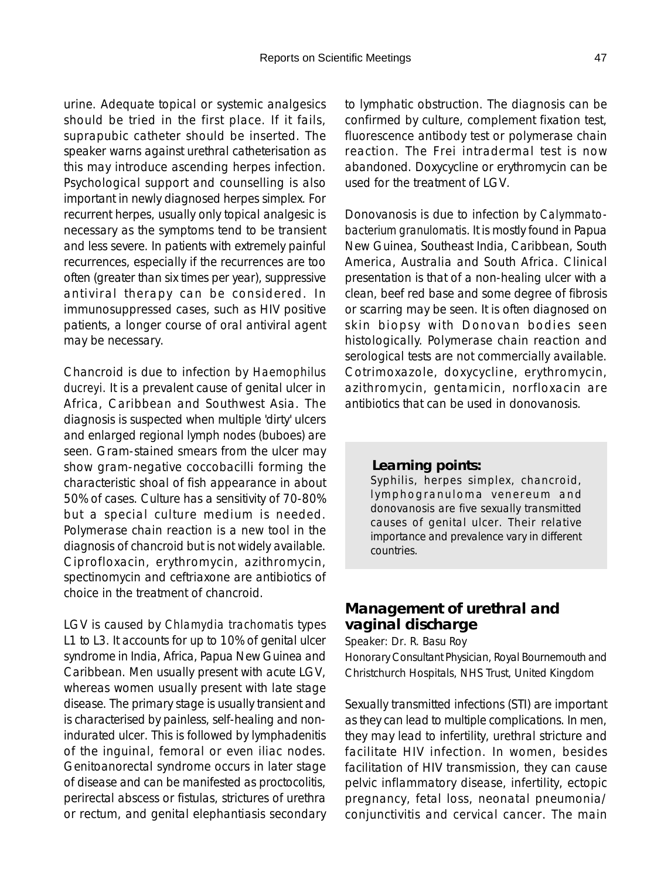urine. Adequate topical or systemic analgesics should be tried in the first place. If it fails, suprapubic catheter should be inserted. The speaker warns against urethral catheterisation as this may introduce ascending herpes infection. Psychological support and counselling is also important in newly diagnosed herpes simplex. For recurrent herpes, usually only topical analgesic is necessary as the symptoms tend to be transient and less severe. In patients with extremely painful recurrences, especially if the recurrences are too often (greater than six times per year), suppressive antiviral therapy can be considered. In immunosuppressed cases, such as HIV positive patients, a longer course of oral antiviral agent may be necessary.

Chancroid is due to infection by *Haemophilus ducreyi*. It is a prevalent cause of genital ulcer in Africa, Caribbean and Southwest Asia. The diagnosis is suspected when multiple 'dirty' ulcers and enlarged regional lymph nodes (buboes) are seen. Gram-stained smears from the ulcer may show gram-negative coccobacilli forming the characteristic shoal of fish appearance in about 50% of cases. Culture has a sensitivity of 70-80% but a special culture medium is needed. Polymerase chain reaction is a new tool in the diagnosis of chancroid but is not widely available. Ciprofloxacin, erythromycin, azithromycin, spectinomycin and ceftriaxone are antibiotics of choice in the treatment of chancroid.

LGV is caused by *Chlamydia trachomatis* types L1 to L3. It accounts for up to 10% of genital ulcer syndrome in India, Africa, Papua New Guinea and Caribbean. Men usually present with acute LGV, whereas women usually present with late stage disease. The primary stage is usually transient and is characterised by painless, self-healing and non-indurated ulcer. This is followed by lymphadenitis of the inguinal, femoral or even iliac nodes. Genitoanorectal syndrome occurs in later stage of disease and can be manifested as proctocolitis, perirectal abscess or fistulas, strictures of urethra or rectum, and genital elephantiasis secondary to lymphatic obstruction. The diagnosis can be confirmed by culture, complement fixation test, fluorescence antibody test or polymerase chain reaction. The Frei intradermal test is now abandoned. Doxycycline or erythromycin can be used for the treatment of LGV.

Donovanosis is due to infection by *Calymmatobacterium granulomatis*. It is mostly found in Papua New Guinea, Southeast India, Caribbean, South America, Australia and South Africa. Clinical presentation is that of a non-healing ulcer with a clean, beef red base and some degree of fibrosis or scarring may be seen. It is often diagnosed on skin biopsy with Donovan bodies seen histologically. Polymerase chain reaction and serological tests are not commercially available. Cotrimoxazole, doxycycline, erythromycin, azithromycin, gentamicin, norfloxacin are antibiotics that can be used in donovanosis.

> **Learning points:**
> Syphilis, herpes simplex, chancroid, lymphogranuloma venereum and donovanosis are five sexually transmitted causes of genital ulcer. Their relative importance and prevalence vary in different countries.

## Management of urethral and vaginal discharge

Speaker: Dr. R. Basu Roy

Honorary Consultant Physician, Royal Bournemouth and Christchurch Hospitals, NHS Trust, United Kingdom

Sexually transmitted infections (STI) are important as they can lead to multiple complications. In men, they may lead to infertility, urethral stricture and facilitate HIV infection. In women, besides facilitation of HIV transmission, they can cause pelvic inflammatory disease, infertility, ectopic pregnancy, fetal loss, neonatal pneumonia/ conjunctivitis and cervical cancer. The main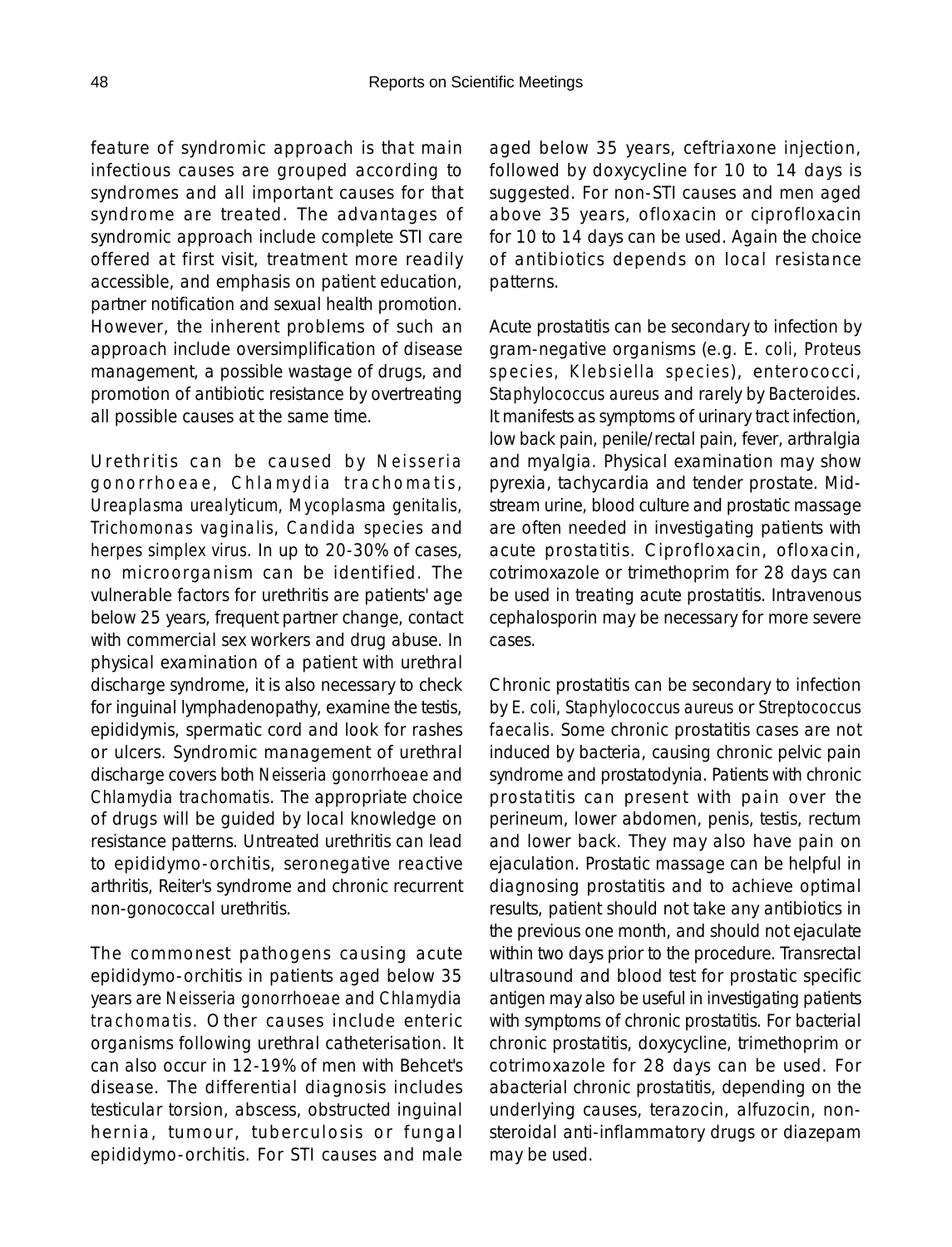feature of syndromic approach is that main infectious causes are grouped according to syndromes and all important causes for that syndrome are treated. The advantages of syndromic approach include complete STI care offered at first visit, treatment more readily accessible, and emphasis on patient education, partner notification and sexual health promotion. However, the inherent problems of such an approach include oversimplification of disease management, a possible wastage of drugs, and promotion of antibiotic resistance by overtreating all possible causes at the same time.

Urethritis can be caused by *Neisseria gonorrhoeae*, *Chlamydia trachomatis*, *Ureaplasma urealyticum*, *Mycoplasma genitalis*, *Trichomonas vaginalis*, *Candida species* and *herpes simplex virus*. In up to 20-30% of cases, no microorganism can be identified. The vulnerable factors for urethritis are patients' age below 25 years, frequent partner change, contact with commercial sex workers and drug abuse. In physical examination of a patient with urethral discharge syndrome, it is also necessary to check for inguinal lymphadenopathy, examine the testis, epididymis, spermatic cord and look for rashes or ulcers. Syndromic management of urethral discharge covers both *Neisseria gonorrhoeae* and *Chlamydia trachomatis*. The appropriate choice of drugs will be guided by local knowledge on resistance patterns. Untreated urethritis can lead to epididymo-orchitis, seronegative reactive arthritis, Reiter's syndrome and chronic recurrent non-gonococcal urethritis.

The commonest pathogens causing acute epididymo-orchitis in patients aged below 35 years are *Neisseria gonorrhoeae* and *Chlamydia trachomatis*. Other causes include enteric organisms following urethral catheterisation. It can also occur in 12-19% of men with Behcet's disease. The differential diagnosis includes testicular torsion, abscess, obstructed inguinal hernia, tumour, tuberculosis or fungal epididymo-orchitis. For STI causes and male aged below 35 years, ceftriaxone injection, followed by doxycycline for 10 to 14 days is suggested. For non-STI causes and men aged above 35 years, ofloxacin or ciprofloxacin for 10 to 14 days can be used. Again the choice of antibiotics depends on local resistance patterns.

Acute prostatitis can be secondary to infection by gram-negative organisms (e.g. *E. coli*, *Proteus species*, *Klebsiella species*), enterococci, *Staphylococcus aureus* and rarely by *Bacteroides*. It manifests as symptoms of urinary tract infection, low back pain, penile/rectal pain, fever, arthralgia and myalgia. Physical examination may show pyrexia, tachycardia and tender prostate. Mid-stream urine, blood culture and prostatic massage are often needed in investigating patients with acute prostatitis. Ciprofloxacin, ofloxacin, cotrimoxazole or trimethoprim for 28 days can be used in treating acute prostatitis. Intravenous cephalosporin may be necessary for more severe cases.

Chronic prostatitis can be secondary to infection by *E. coli*, *Staphylococcus aureus* or *Streptococcus faecalis*. Some chronic prostatitis cases are not induced by bacteria, causing chronic pelvic pain syndrome and prostatodynia. Patients with chronic prostatitis can present with pain over the perineum, lower abdomen, penis, testis, rectum and lower back. They may also have pain on ejaculation. Prostatic massage can be helpful in diagnosing prostatitis and to achieve optimal results, patient should not take any antibiotics in the previous one month, and should not ejaculate within two days prior to the procedure. Transrectal ultrasound and blood test for prostatic specific antigen may also be useful in investigating patients with symptoms of chronic prostatitis. For bacterial chronic prostatitis, doxycycline, trimethoprim or cotrimoxazole for 28 days can be used. For abacterial chronic prostatitis, depending on the underlying causes, terazocin, alfuzocin, non-steroidal anti-inflammatory drugs or diazepam may be used.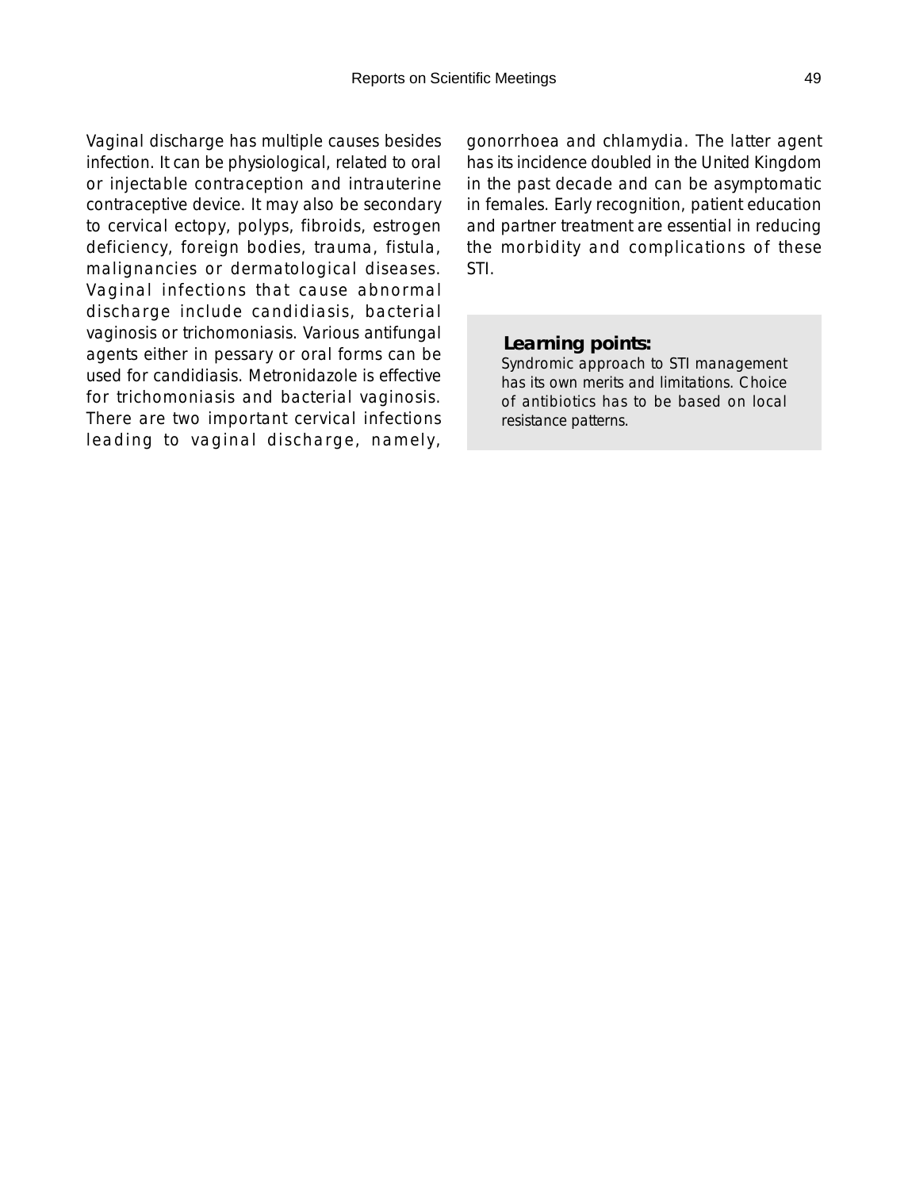Vaginal discharge has multiple causes besides infection. It can be physiological, related to oral or injectable contraception and intrauterine contraceptive device. It may also be secondary to cervical ectopy, polyps, fibroids, estrogen deficiency, foreign bodies, trauma, fistula, malignancies or dermatological diseases. Vaginal infections that cause abnormal discharge include candidiasis, bacterial vaginosis or trichomoniasis. Various antifungal agents either in pessary or oral forms can be used for candidiasis. Metronidazole is effective for trichomoniasis and bacterial vaginosis. There are two important cervical infections leading to vaginal discharge, namely, gonorrhoea and chlamydia. The latter agent has its incidence doubled in the United Kingdom in the past decade and can be asymptomatic in females. Early recognition, patient education and partner treatment are essential in reducing the morbidity and complications of these STI.

**Learning points:**

Syndromic approach to STI management has its own merits and limitations. Choice of antibiotics has to be based on local resistance patterns.